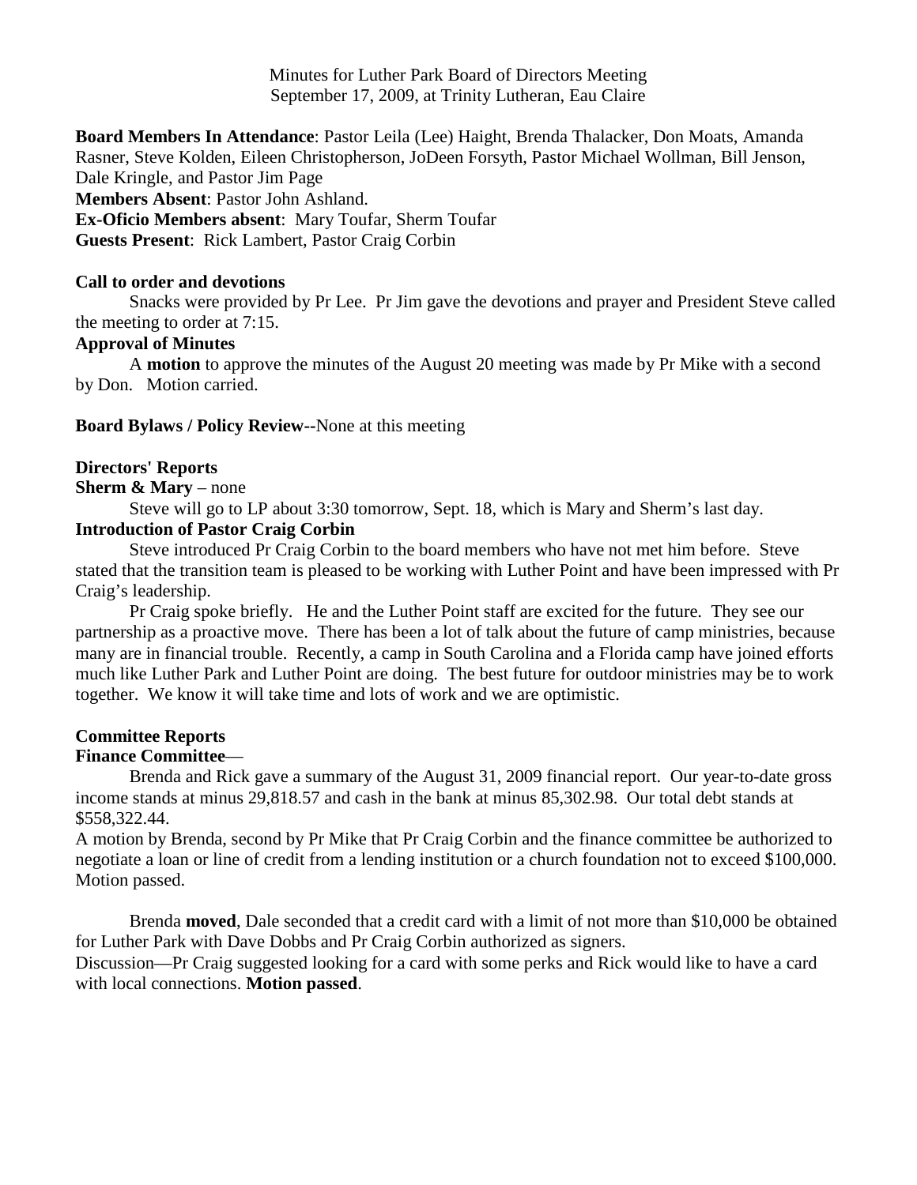Minutes for Luther Park Board of Directors Meeting
September 17, 2009, at Trinity Lutheran, Eau Claire

**Board Members In Attendance**: Pastor Leila (Lee) Haight, Brenda Thalacker, Don Moats, Amanda Rasner, Steve Kolden, Eileen Christopherson, JoDeen Forsyth, Pastor Michael Wollman, Bill Jenson, Dale Kringle, and Pastor Jim Page
**Members Absent**: Pastor John Ashland.
**Ex-Oficio Members absent**: Mary Toufar, Sherm Toufar
**Guests Present**: Rick Lambert, Pastor Craig Corbin

**Call to order and devotions**

Snacks were provided by Pr Lee. Pr Jim gave the devotions and prayer and President Steve called the meeting to order at 7:15.

**Approval of Minutes**

A **motion** to approve the minutes of the August 20 meeting was made by Pr Mike with a second by Don. Motion carried.

**Board Bylaws / Policy Review--**None at this meeting

**Directors' Reports**

**Sherm & Mary** – none

Steve will go to LP about 3:30 tomorrow, Sept. 18, which is Mary and Sherm's last day.

**Introduction of Pastor Craig Corbin**

Steve introduced Pr Craig Corbin to the board members who have not met him before. Steve stated that the transition team is pleased to be working with Luther Point and have been impressed with Pr Craig's leadership.

Pr Craig spoke briefly. He and the Luther Point staff are excited for the future. They see our partnership as a proactive move. There has been a lot of talk about the future of camp ministries, because many are in financial trouble. Recently, a camp in South Carolina and a Florida camp have joined efforts much like Luther Park and Luther Point are doing. The best future for outdoor ministries may be to work together. We know it will take time and lots of work and we are optimistic.

**Committee Reports**

**Finance Committee**—

Brenda and Rick gave a summary of the August 31, 2009 financial report. Our year-to-date gross income stands at minus 29,818.57 and cash in the bank at minus 85,302.98. Our total debt stands at $558,322.44.

A motion by Brenda, second by Pr Mike that Pr Craig Corbin and the finance committee be authorized to negotiate a loan or line of credit from a lending institution or a church foundation not to exceed $100,000. Motion passed.

Brenda **moved**, Dale seconded that a credit card with a limit of not more than $10,000 be obtained for Luther Park with Dave Dobbs and Pr Craig Corbin authorized as signers.

Discussion—Pr Craig suggested looking for a card with some perks and Rick would like to have a card with local connections. **Motion passed**.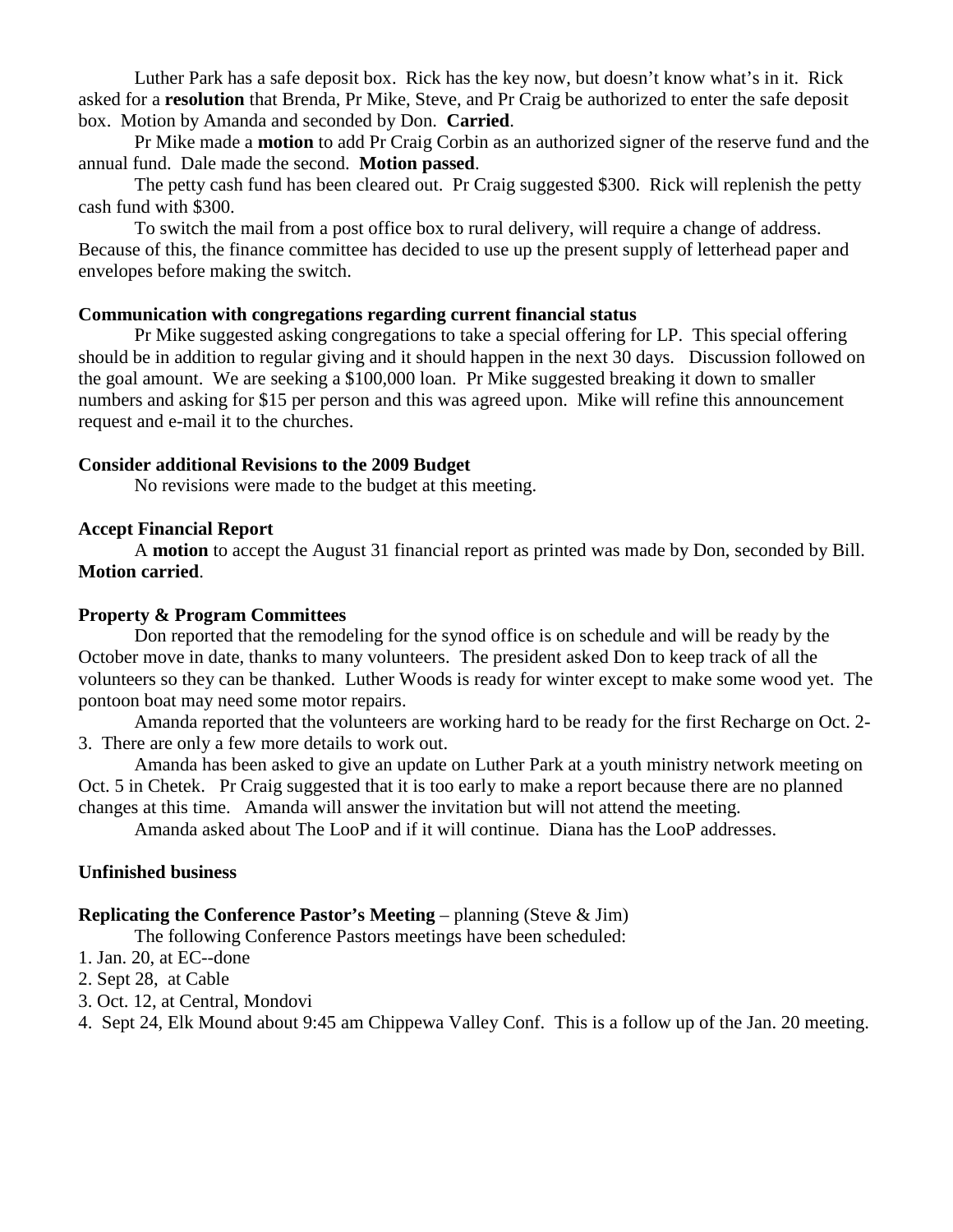Luther Park has a safe deposit box. Rick has the key now, but doesn't know what's in it. Rick asked for a **resolution** that Brenda, Pr Mike, Steve, and Pr Craig be authorized to enter the safe deposit box. Motion by Amanda and seconded by Don. **Carried**.

Pr Mike made a **motion** to add Pr Craig Corbin as an authorized signer of the reserve fund and the annual fund. Dale made the second. **Motion passed**.

The petty cash fund has been cleared out. Pr Craig suggested $300. Rick will replenish the petty cash fund with $300.

To switch the mail from a post office box to rural delivery, will require a change of address. Because of this, the finance committee has decided to use up the present supply of letterhead paper and envelopes before making the switch.

**Communication with congregations regarding current financial status**

Pr Mike suggested asking congregations to take a special offering for LP. This special offering should be in addition to regular giving and it should happen in the next 30 days. Discussion followed on the goal amount. We are seeking a $100,000 loan. Pr Mike suggested breaking it down to smaller numbers and asking for $15 per person and this was agreed upon. Mike will refine this announcement request and e-mail it to the churches.

**Consider additional Revisions to the 2009 Budget**

No revisions were made to the budget at this meeting.

**Accept Financial Report**

A **motion** to accept the August 31 financial report as printed was made by Don, seconded by Bill. **Motion carried**.

**Property & Program Committees**

Don reported that the remodeling for the synod office is on schedule and will be ready by the October move in date, thanks to many volunteers. The president asked Don to keep track of all the volunteers so they can be thanked. Luther Woods is ready for winter except to make some wood yet. The pontoon boat may need some motor repairs.

Amanda reported that the volunteers are working hard to be ready for the first Recharge on Oct. 2-3. There are only a few more details to work out.

Amanda has been asked to give an update on Luther Park at a youth ministry network meeting on Oct. 5 in Chetek. Pr Craig suggested that it is too early to make a report because there are no planned changes at this time. Amanda will answer the invitation but will not attend the meeting.

Amanda asked about The LooP and if it will continue. Diana has the LooP addresses.

**Unfinished business**

**Replicating the Conference Pastor's Meeting** – planning (Steve & Jim)

The following Conference Pastors meetings have been scheduled:

1. Jan. 20, at EC--done
2. Sept 28, at Cable
3. Oct. 12, at Central, Mondovi
4. Sept 24, Elk Mound about 9:45 am Chippewa Valley Conf. This is a follow up of the Jan. 20 meeting.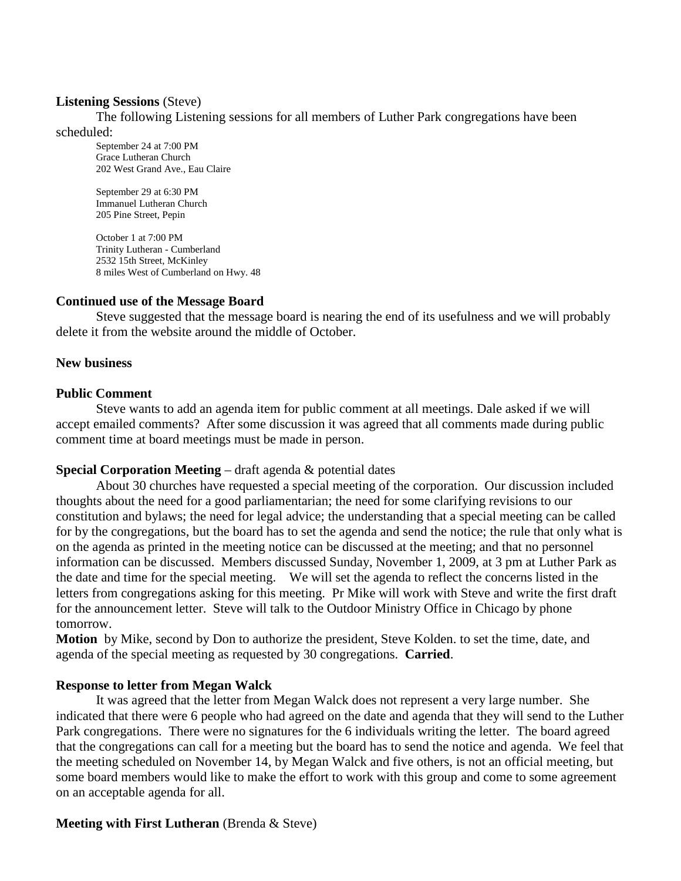**Listening Sessions** (Steve)

The following Listening sessions for all members of Luther Park congregations have been scheduled:

September 24 at 7:00 PM  
Grace Lutheran Church  
202 West Grand Ave., Eau Claire

September 29 at 6:30 PM  
Immanuel Lutheran Church  
205 Pine Street, Pepin

October 1 at 7:00 PM  
Trinity Lutheran - Cumberland  
2532 15th Street, McKinley  
8 miles West of Cumberland on Hwy. 48

**Continued use of the Message Board**

Steve suggested that the message board is nearing the end of its usefulness and we will probably delete it from the website around the middle of October.

**New business**

**Public Comment**

Steve wants to add an agenda item for public comment at all meetings. Dale asked if we will accept emailed comments? After some discussion it was agreed that all comments made during public comment time at board meetings must be made in person.

**Special Corporation Meeting** – draft agenda & potential dates

About 30 churches have requested a special meeting of the corporation. Our discussion included thoughts about the need for a good parliamentarian; the need for some clarifying revisions to our constitution and bylaws; the need for legal advice; the understanding that a special meeting can be called for by the congregations, but the board has to set the agenda and send the notice; the rule that only what is on the agenda as printed in the meeting notice can be discussed at the meeting; and that no personnel information can be discussed. Members discussed Sunday, November 1, 2009, at 3 pm at Luther Park as the date and time for the special meeting. We will set the agenda to reflect the concerns listed in the letters from congregations asking for this meeting. Pr Mike will work with Steve and write the first draft for the announcement letter. Steve will talk to the Outdoor Ministry Office in Chicago by phone tomorrow.

**Motion** by Mike, second by Don to authorize the president, Steve Kolden. to set the time, date, and agenda of the special meeting as requested by 30 congregations. **Carried**.

**Response to letter from Megan Walck**

It was agreed that the letter from Megan Walck does not represent a very large number. She indicated that there were 6 people who had agreed on the date and agenda that they will send to the Luther Park congregations. There were no signatures for the 6 individuals writing the letter. The board agreed that the congregations can call for a meeting but the board has to send the notice and agenda. We feel that the meeting scheduled on November 14, by Megan Walck and five others, is not an official meeting, but some board members would like to make the effort to work with this group and come to some agreement on an acceptable agenda for all.

**Meeting with First Lutheran** (Brenda & Steve)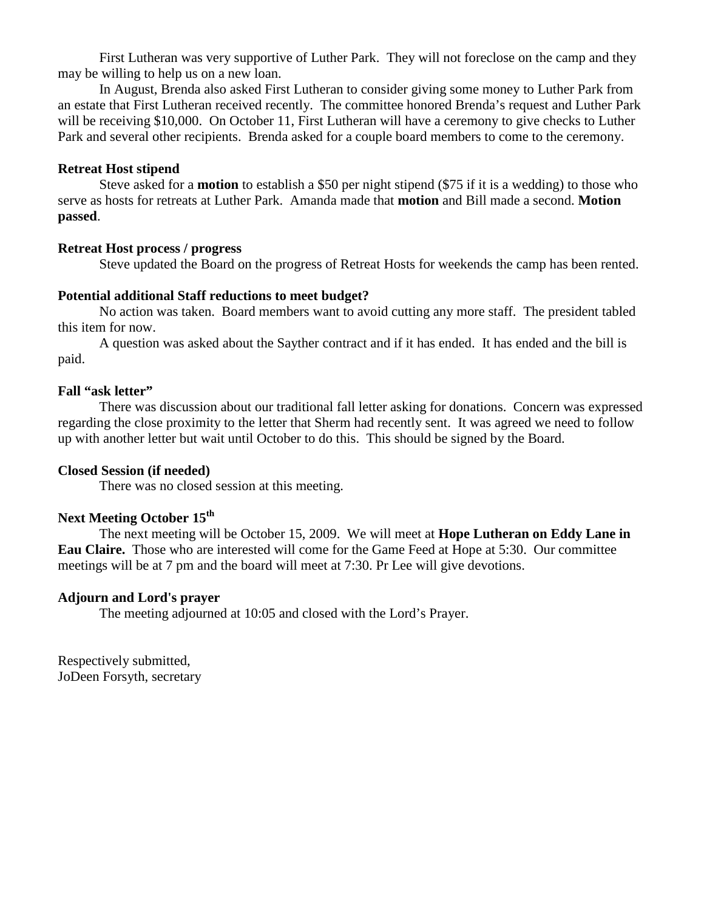First Lutheran was very supportive of Luther Park. They will not foreclose on the camp and they may be willing to help us on a new loan.

In August, Brenda also asked First Lutheran to consider giving some money to Luther Park from an estate that First Lutheran received recently. The committee honored Brenda's request and Luther Park will be receiving $10,000. On October 11, First Lutheran will have a ceremony to give checks to Luther Park and several other recipients. Brenda asked for a couple board members to come to the ceremony.

**Retreat Host stipend**

Steve asked for a **motion** to establish a $50 per night stipend ($75 if it is a wedding) to those who serve as hosts for retreats at Luther Park. Amanda made that **motion** and Bill made a second. **Motion passed**.

**Retreat Host process / progress**

Steve updated the Board on the progress of Retreat Hosts for weekends the camp has been rented.

**Potential additional Staff reductions to meet budget?**

No action was taken. Board members want to avoid cutting any more staff. The president tabled this item for now.

A question was asked about the Sayther contract and if it has ended. It has ended and the bill is paid.

**Fall "ask letter"**

There was discussion about our traditional fall letter asking for donations. Concern was expressed regarding the close proximity to the letter that Sherm had recently sent. It was agreed we need to follow up with another letter but wait until October to do this. This should be signed by the Board.

**Closed Session (if needed)**

There was no closed session at this meeting.

**Next Meeting October 15th**

The next meeting will be October 15, 2009. We will meet at **Hope Lutheran on Eddy Lane in Eau Claire.** Those who are interested will come for the Game Feed at Hope at 5:30. Our committee meetings will be at 7 pm and the board will meet at 7:30. Pr Lee will give devotions.

**Adjourn and Lord's prayer**

The meeting adjourned at 10:05 and closed with the Lord's Prayer.

Respectively submitted,
JoDeen Forsyth, secretary